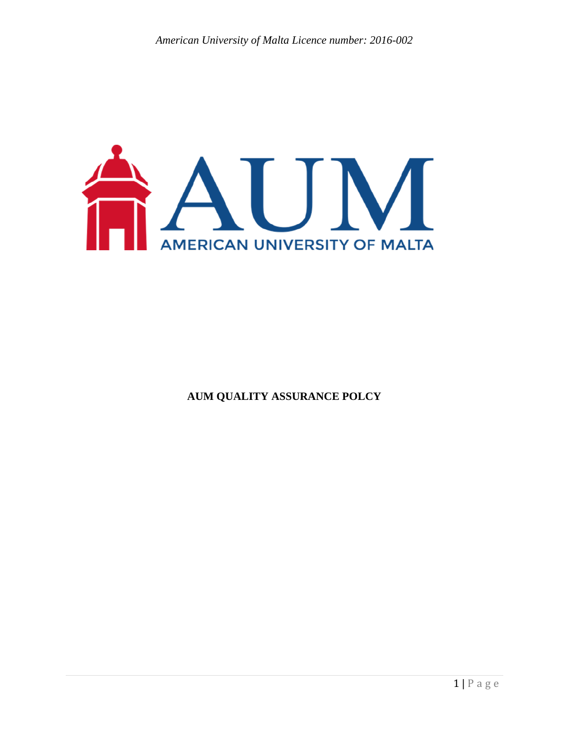*American University of Malta Licence number: 2016-002*

AUM

AMERICAN UNIVERSITY OF MALTA

**AUM QUALITY ASSURANCE POLCY**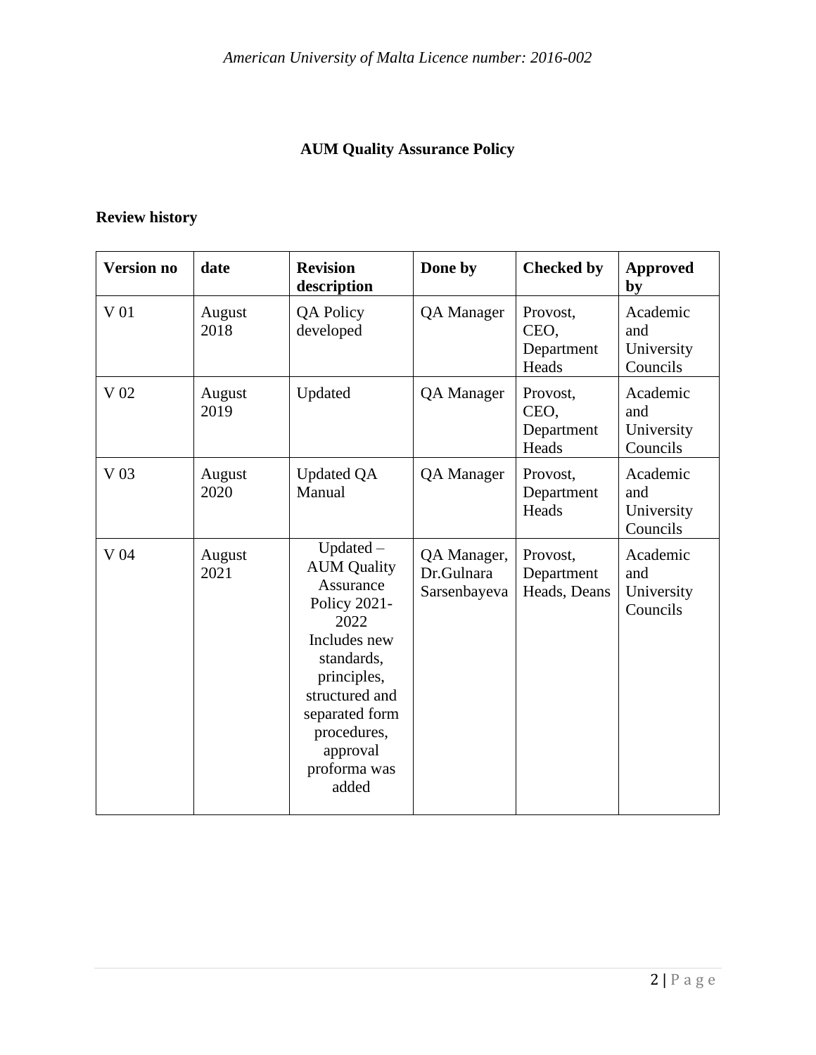**AUM Quality Assurance Policy**

**Review history**

| **Version no** | **date** | **Revision description** | **Done by** | **Checked by** | **Approved by** |
|---|---|---|---|---|---|
| V 01 | August 2018 | QA Policy developed | QA Manager | Provost, CEO, Department Heads | Academic and University Councils |
| V 02 | August 2019 | Updated | QA Manager | Provost, CEO, Department Heads | Academic and University Councils |
| V 03 | August 2020 | Updated QA Manual | QA Manager | Provost, Department Heads | Academic and University Councils |
| V 04 | August 2021 | Updated – AUM Quality Assurance Policy 2021-2022 Includes new standards, principles, structured and separated form procedures, approval proforma was added | QA Manager, Dr.Gulnara Sarsenbayeva | Provost, Department Heads, Deans | Academic and University Councils |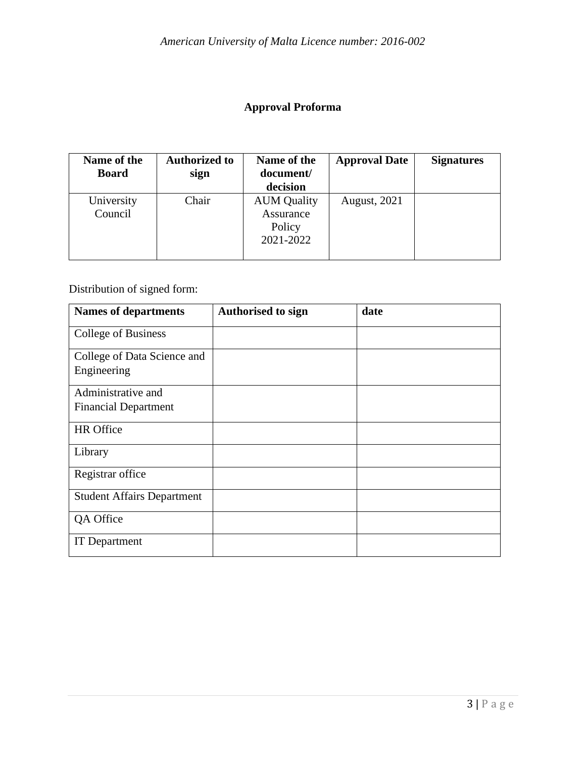## Approval Proforma

| Name of the Board | Authorized to sign | Name of the document/ decision | Approval Date | Signatures |
|---|---|---|---|---|
| University Council | Chair | AUM Quality Assurance Policy 2021-2022 | August, 2021 | |

Distribution of signed form:

| Names of departments | Authorised to sign | date |
|---|---|---|
| College of Business | | |
| College of Data Science and Engineering | | |
| Administrative and Financial Department | | |
| HR Office | | |
| Library | | |
| Registrar office | | |
| Student Affairs Department | | |
| QA Office | | |
| IT Department | | |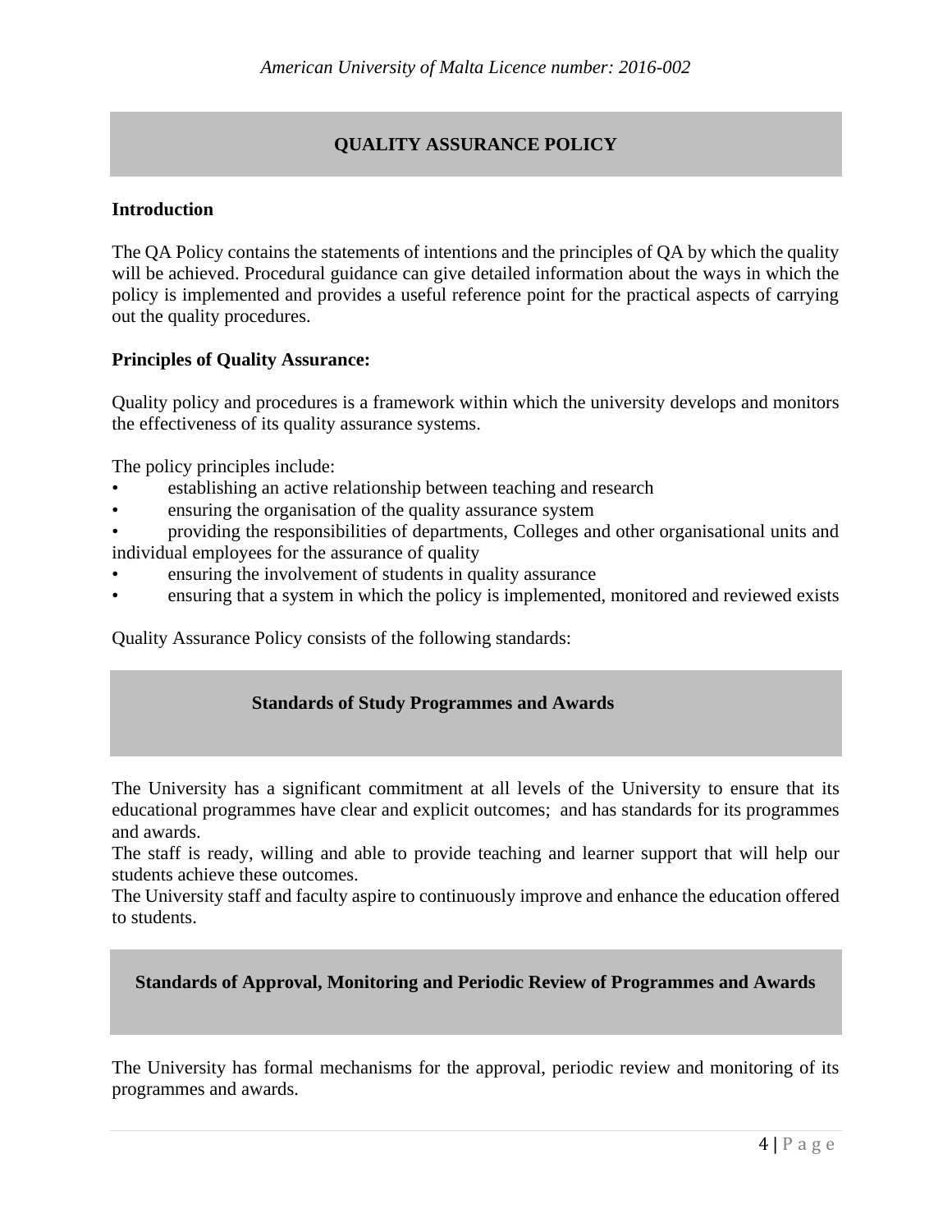## QUALITY ASSURANCE POLICY

**Introduction**

The QA Policy contains the statements of intentions and the principles of QA by which the quality will be achieved. Procedural guidance can give detailed information about the ways in which the policy is implemented and provides a useful reference point for the practical aspects of carrying out the quality procedures.

**Principles of Quality Assurance:**

Quality policy and procedures is a framework within which the university develops and monitors the effectiveness of its quality assurance systems.

The policy principles include:

- establishing an active relationship between teaching and research
- ensuring the organisation of the quality assurance system
- providing the responsibilities of departments, Colleges and other organisational units and individual employees for the assurance of quality
- ensuring the involvement of students in quality assurance
- ensuring that a system in which the policy is implemented, monitored and reviewed exists

Quality Assurance Policy consists of the following standards:

### Standards of Study Programmes and Awards

The University has a significant commitment at all levels of the University to ensure that its educational programmes have clear and explicit outcomes; and has standards for its programmes and awards.
The staff is ready, willing and able to provide teaching and learner support that will help our students achieve these outcomes.
The University staff and faculty aspire to continuously improve and enhance the education offered to students.

### Standards of Approval, Monitoring and Periodic Review of Programmes and Awards

The University has formal mechanisms for the approval, periodic review and monitoring of its programmes and awards.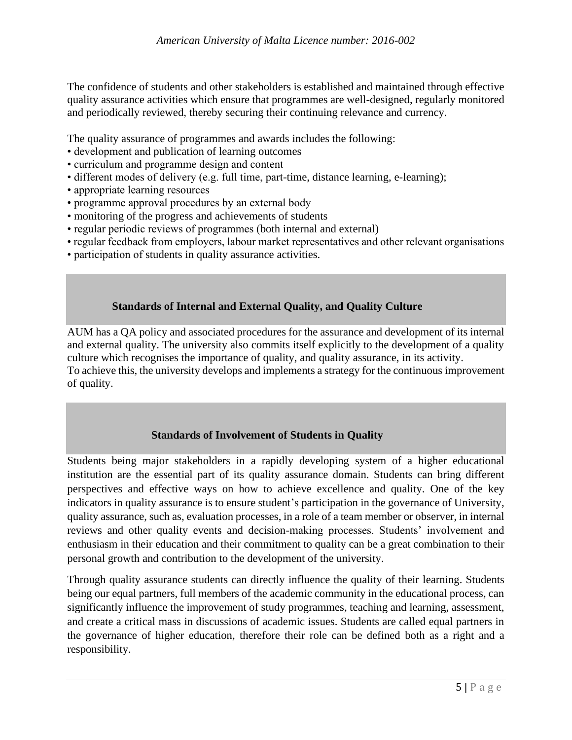The confidence of students and other stakeholders is established and maintained through effective quality assurance activities which ensure that programmes are well-designed, regularly monitored and periodically reviewed, thereby securing their continuing relevance and currency.

The quality assurance of programmes and awards includes the following:

- development and publication of learning outcomes
- curriculum and programme design and content
- different modes of delivery (e.g. full time, part-time, distance learning, e-learning);
- appropriate learning resources
- programme approval procedures by an external body
- monitoring of the progress and achievements of students
- regular periodic reviews of programmes (both internal and external)
- regular feedback from employers, labour market representatives and other relevant organisations
- participation of students in quality assurance activities.

## Standards of Internal and External Quality, and Quality Culture

AUM has a QA policy and associated procedures for the assurance and development of its internal and external quality. The university also commits itself explicitly to the development of a quality culture which recognises the importance of quality, and quality assurance, in its activity.
To achieve this, the university develops and implements a strategy for the continuous improvement of quality.

## Standards of Involvement of Students in Quality

Students being major stakeholders in a rapidly developing system of a higher educational institution are the essential part of its quality assurance domain. Students can bring different perspectives and effective ways on how to achieve excellence and quality. One of the key indicators in quality assurance is to ensure student's participation in the governance of University, quality assurance, such as, evaluation processes, in a role of a team member or observer, in internal reviews and other quality events and decision-making processes. Students' involvement and enthusiasm in their education and their commitment to quality can be a great combination to their personal growth and contribution to the development of the university.

Through quality assurance students can directly influence the quality of their learning. Students being our equal partners, full members of the academic community in the educational process, can significantly influence the improvement of study programmes, teaching and learning, assessment, and create a critical mass in discussions of academic issues. Students are called equal partners in the governance of higher education, therefore their role can be defined both as a right and a responsibility.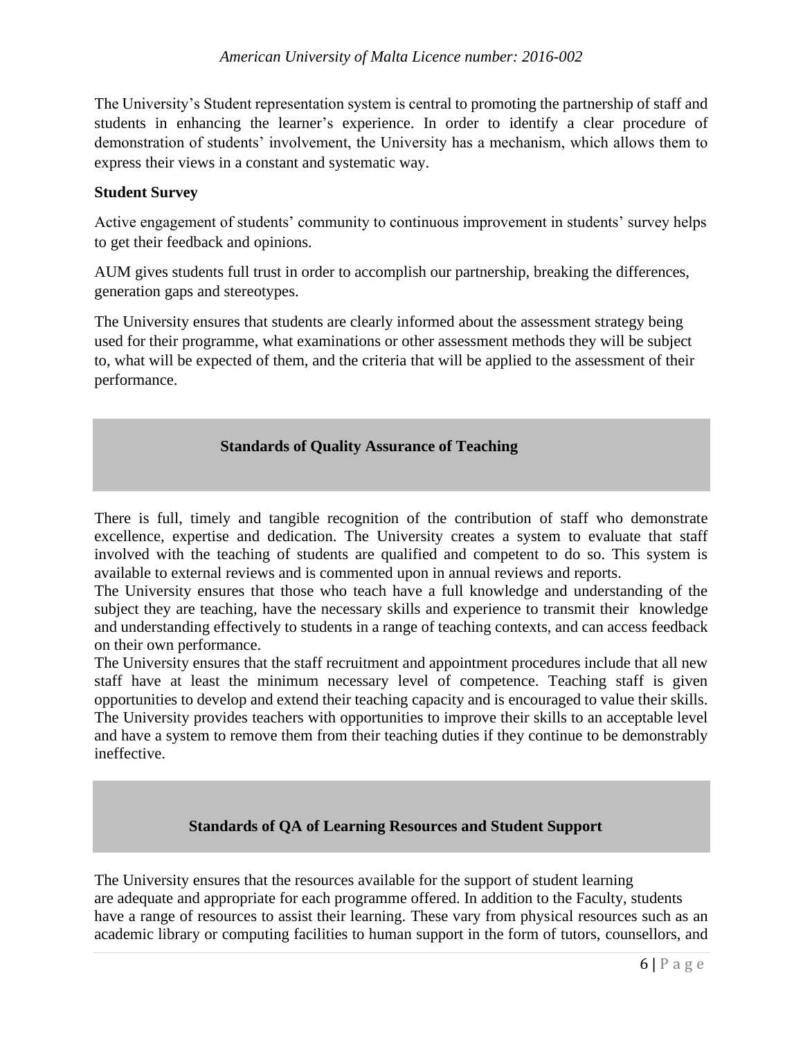The University's Student representation system is central to promoting the partnership of staff and students in enhancing the learner's experience. In order to identify a clear procedure of demonstration of students' involvement, the University has a mechanism, which allows them to express their views in a constant and systematic way.

**Student Survey**

Active engagement of students' community to continuous improvement in students' survey helps to get their feedback and opinions.

AUM gives students full trust in order to accomplish our partnership, breaking the differences, generation gaps and stereotypes.

The University ensures that students are clearly informed about the assessment strategy being used for their programme, what examinations or other assessment methods they will be subject to, what will be expected of them, and the criteria that will be applied to the assessment of their performance.

## Standards of Quality Assurance of Teaching

There is full, timely and tangible recognition of the contribution of staff who demonstrate excellence, expertise and dedication. The University creates a system to evaluate that staff involved with the teaching of students are qualified and competent to do so. This system is available to external reviews and is commented upon in annual reviews and reports.

The University ensures that those who teach have a full knowledge and understanding of the subject they are teaching, have the necessary skills and experience to transmit their knowledge and understanding effectively to students in a range of teaching contexts, and can access feedback on their own performance.

The University ensures that the staff recruitment and appointment procedures include that all new staff have at least the minimum necessary level of competence. Teaching staff is given opportunities to develop and extend their teaching capacity and is encouraged to value their skills. The University provides teachers with opportunities to improve their skills to an acceptable level and have a system to remove them from their teaching duties if they continue to be demonstrably ineffective.

## Standards of QA of Learning Resources and Student Support

The University ensures that the resources available for the support of student learning are adequate and appropriate for each programme offered. In addition to the Faculty, students have a range of resources to assist their learning. These vary from physical resources such as an academic library or computing facilities to human support in the form of tutors, counsellors, and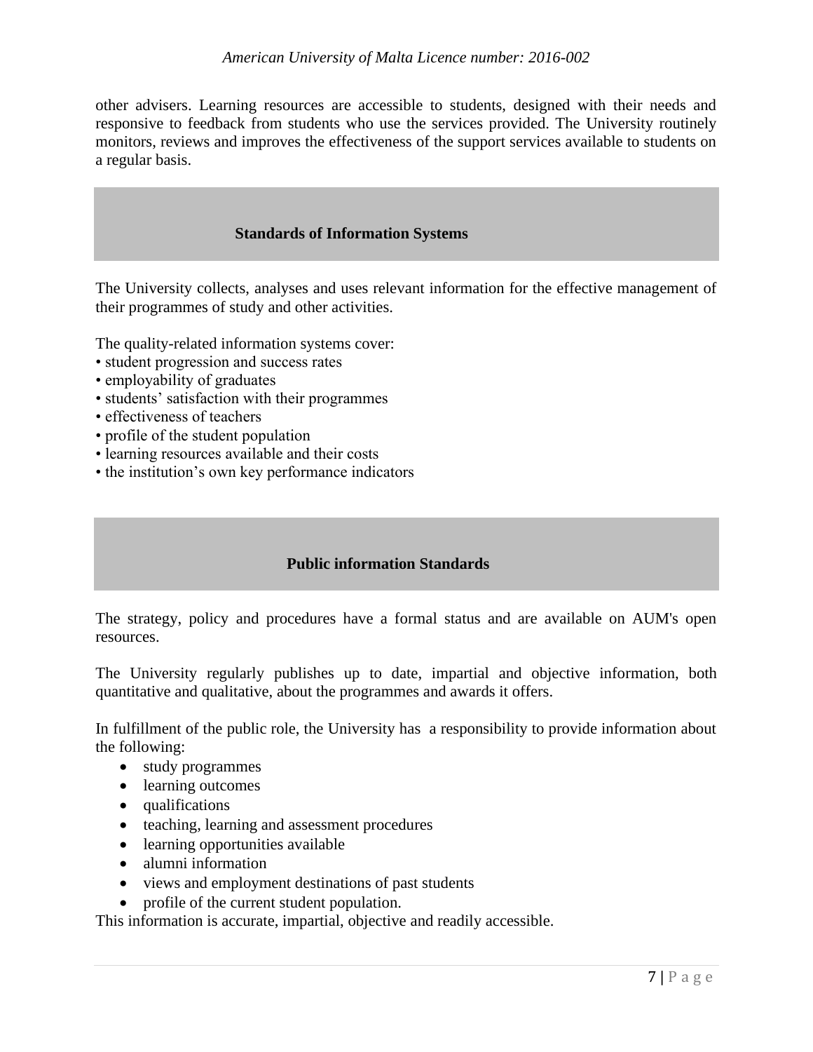other advisers. Learning resources are accessible to students, designed with their needs and responsive to feedback from students who use the services provided. The University routinely monitors, reviews and improves the effectiveness of the support services available to students on a regular basis.

## Standards of Information Systems

The University collects, analyses and uses relevant information for the effective management of their programmes of study and other activities.

The quality-related information systems cover:

- student progression and success rates
- employability of graduates
- students' satisfaction with their programmes
- effectiveness of teachers
- profile of the student population
- learning resources available and their costs
- the institution's own key performance indicators

## Public information Standards

The strategy, policy and procedures have a formal status and are available on AUM's open resources.

The University regularly publishes up to date, impartial and objective information, both quantitative and qualitative, about the programmes and awards it offers.

In fulfillment of the public role, the University has a responsibility to provide information about the following:

- study programmes
- learning outcomes
- qualifications
- teaching, learning and assessment procedures
- learning opportunities available
- alumni information
- views and employment destinations of past students
- profile of the current student population.

This information is accurate, impartial, objective and readily accessible.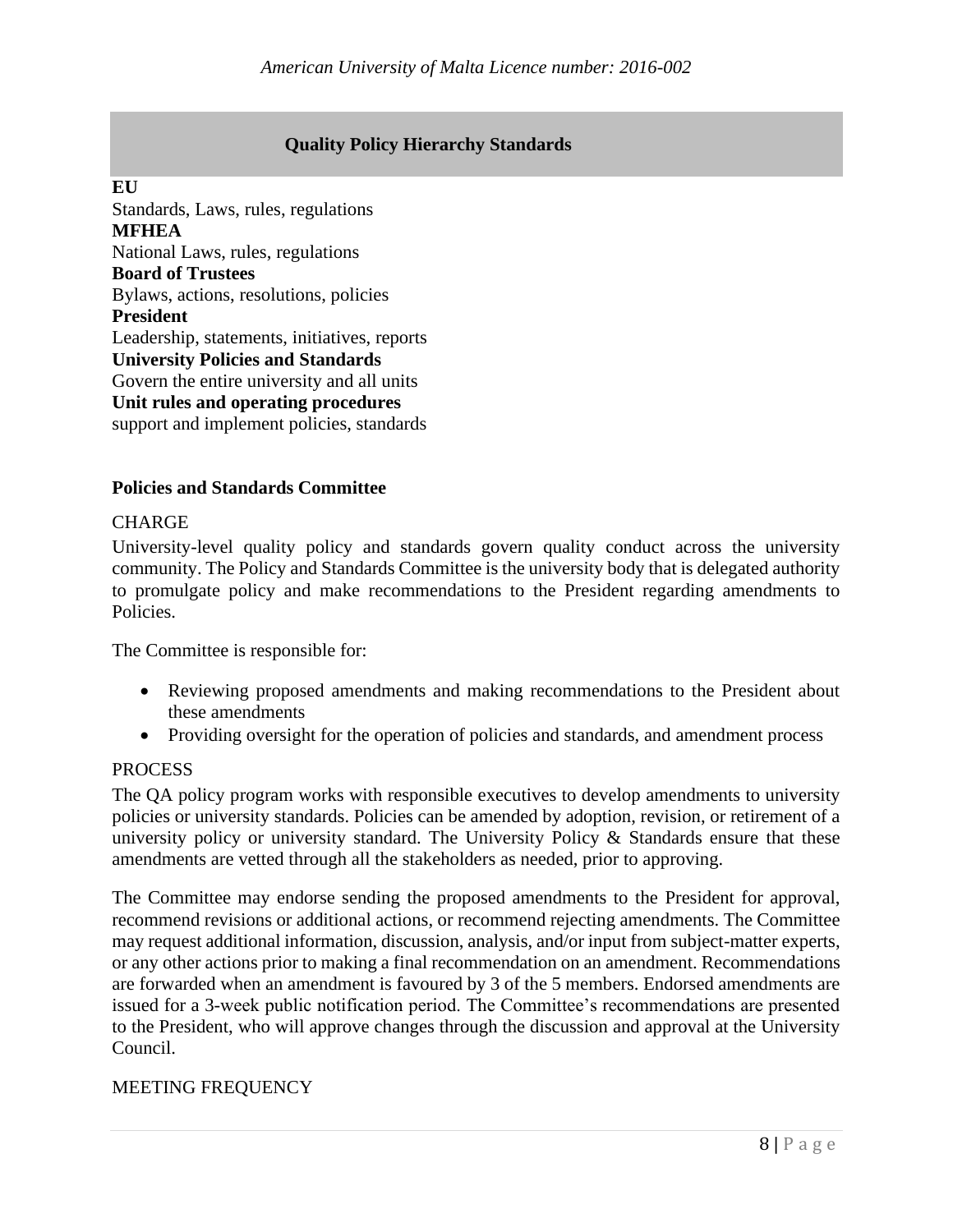## Quality Policy Hierarchy Standards

**EU**
Standards, Laws, rules, regulations
**MFHEA**
National Laws, rules, regulations
**Board of Trustees**
Bylaws, actions, resolutions, policies
**President**
Leadership, statements, initiatives, reports
**University Policies and Standards**
Govern the entire university and all units
**Unit rules and operating procedures**
support and implement policies, standards

### Policies and Standards Committee

CHARGE

University-level quality policy and standards govern quality conduct across the university community. The Policy and Standards Committee is the university body that is delegated authority to promulgate policy and make recommendations to the President regarding amendments to Policies.

The Committee is responsible for:

- Reviewing proposed amendments and making recommendations to the President about these amendments
- Providing oversight for the operation of policies and standards, and amendment process

PROCESS

The QA policy program works with responsible executives to develop amendments to university policies or university standards. Policies can be amended by adoption, revision, or retirement of a university policy or university standard. The University Policy & Standards ensure that these amendments are vetted through all the stakeholders as needed, prior to approving.

The Committee may endorse sending the proposed amendments to the President for approval, recommend revisions or additional actions, or recommend rejecting amendments. The Committee may request additional information, discussion, analysis, and/or input from subject-matter experts, or any other actions prior to making a final recommendation on an amendment. Recommendations are forwarded when an amendment is favoured by 3 of the 5 members. Endorsed amendments are issued for a 3-week public notification period. The Committee's recommendations are presented to the President, who will approve changes through the discussion and approval at the University Council.

MEETING FREQUENCY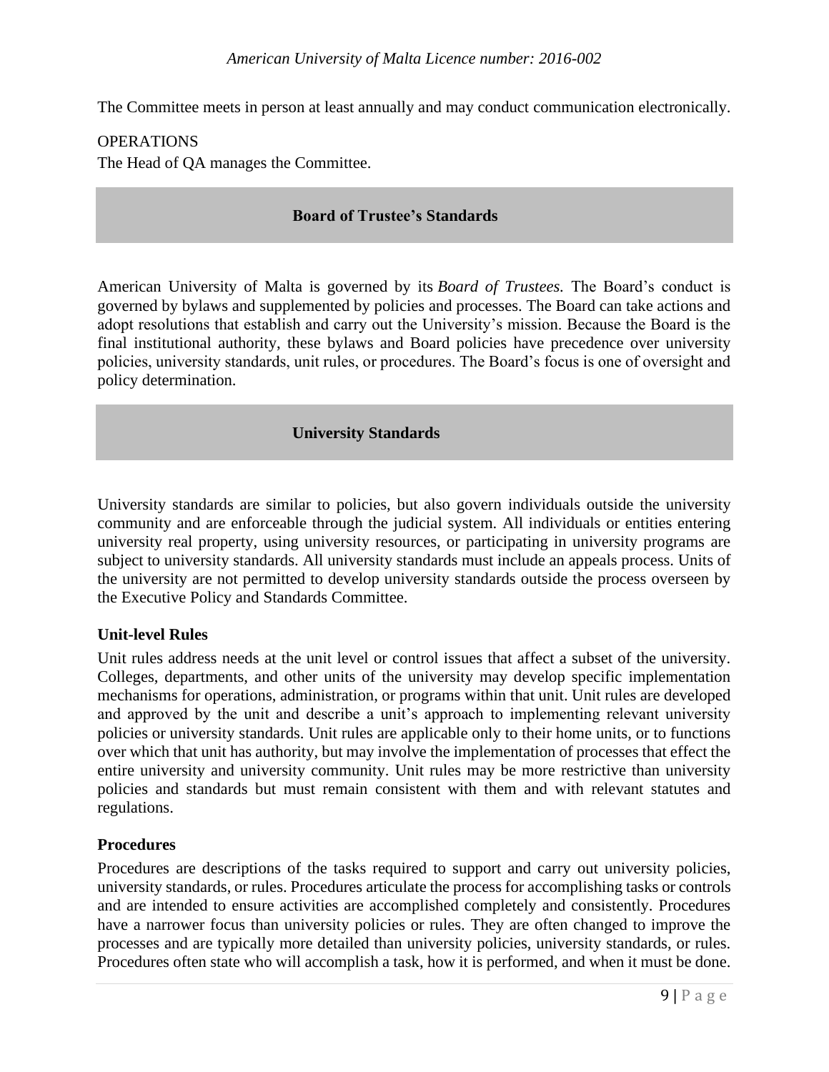The Committee meets in person at least annually and may conduct communication electronically.

OPERATIONS

The Head of QA manages the Committee.

## Board of Trustee's Standards

American University of Malta is governed by its *Board of Trustees.* The Board's conduct is governed by bylaws and supplemented by policies and processes. The Board can take actions and adopt resolutions that establish and carry out the University's mission. Because the Board is the final institutional authority, these bylaws and Board policies have precedence over university policies, university standards, unit rules, or procedures. The Board's focus is one of oversight and policy determination.

## University Standards

University standards are similar to policies, but also govern individuals outside the university community and are enforceable through the judicial system. All individuals or entities entering university real property, using university resources, or participating in university programs are subject to university standards. All university standards must include an appeals process. Units of the university are not permitted to develop university standards outside the process overseen by the Executive Policy and Standards Committee.

### Unit-level Rules

Unit rules address needs at the unit level or control issues that affect a subset of the university. Colleges, departments, and other units of the university may develop specific implementation mechanisms for operations, administration, or programs within that unit. Unit rules are developed and approved by the unit and describe a unit's approach to implementing relevant university policies or university standards. Unit rules are applicable only to their home units, or to functions over which that unit has authority, but may involve the implementation of processes that effect the entire university and university community. Unit rules may be more restrictive than university policies and standards but must remain consistent with them and with relevant statutes and regulations.

### Procedures

Procedures are descriptions of the tasks required to support and carry out university policies, university standards, or rules. Procedures articulate the process for accomplishing tasks or controls and are intended to ensure activities are accomplished completely and consistently. Procedures have a narrower focus than university policies or rules. They are often changed to improve the processes and are typically more detailed than university policies, university standards, or rules. Procedures often state who will accomplish a task, how it is performed, and when it must be done.